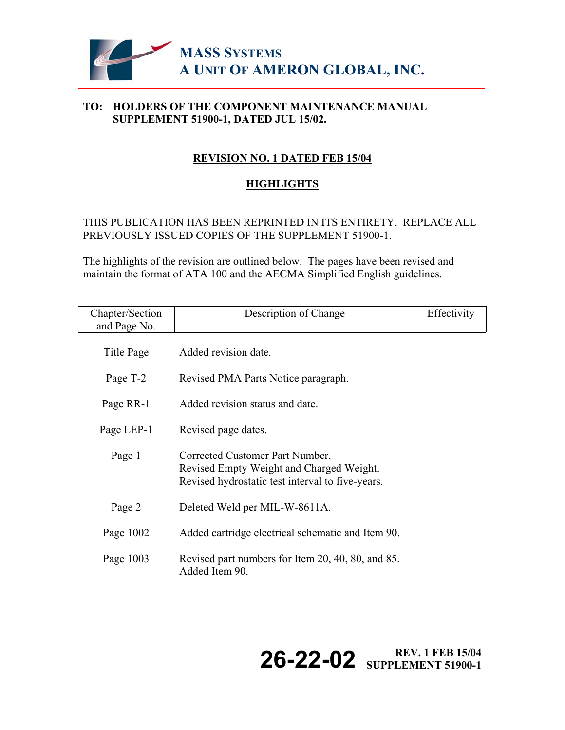# MASS SYSTEMS
# A UNIT OF AMERON GLOBAL, INC.

**TO: HOLDERS OF THE COMPONENT MAINTENANCE MANUAL SUPPLEMENT 51900-1, DATED JUL 15/02.**

## REVISION NO. 1 DATED FEB 15/04

## HIGHLIGHTS

THIS PUBLICATION HAS BEEN REPRINTED IN ITS ENTIRETY. REPLACE ALL PREVIOUSLY ISSUED COPIES OF THE SUPPLEMENT 51900-1.

The highlights of the revision are outlined below. The pages have been revised and maintain the format of ATA 100 and the AECMA Simplified English guidelines.

| Chapter/Section and Page No. | Description of Change | Effectivity |
|---|---|---|
| Title Page | Added revision date. | |
| Page T-2 | Revised PMA Parts Notice paragraph. | |
| Page RR-1 | Added revision status and date. | |
| Page LEP-1 | Revised page dates. | |
| Page 1 | Corrected Customer Part Number.<br>Revised Empty Weight and Charged Weight.<br>Revised hydrostatic test interval to five-years. | |
| Page 2 | Deleted Weld per MIL-W-8611A. | |
| Page 1002 | Added cartridge electrical schematic and Item 90. | |
| Page 1003 | Revised part numbers for Item 20, 40, 80, and 85.<br>Added Item 90. | |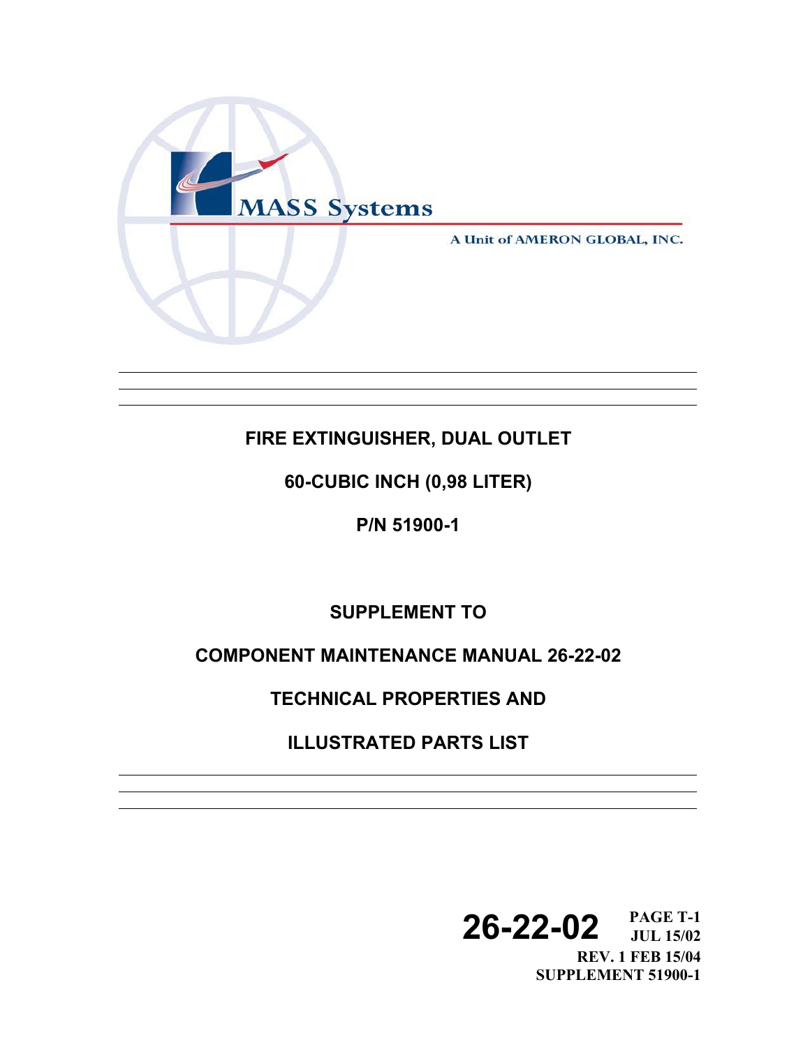MASS Systems

A Unit of AMERON GLOBAL, INC.

# FIRE EXTINGUISHER, DUAL OUTLET

## 60-CUBIC INCH (0,98 LITER)

## P/N 51900-1

## SUPPLEMENT TO

## COMPONENT MAINTENANCE MANUAL 26-22-02

## TECHNICAL PROPERTIES AND

## ILLUSTRATED PARTS LIST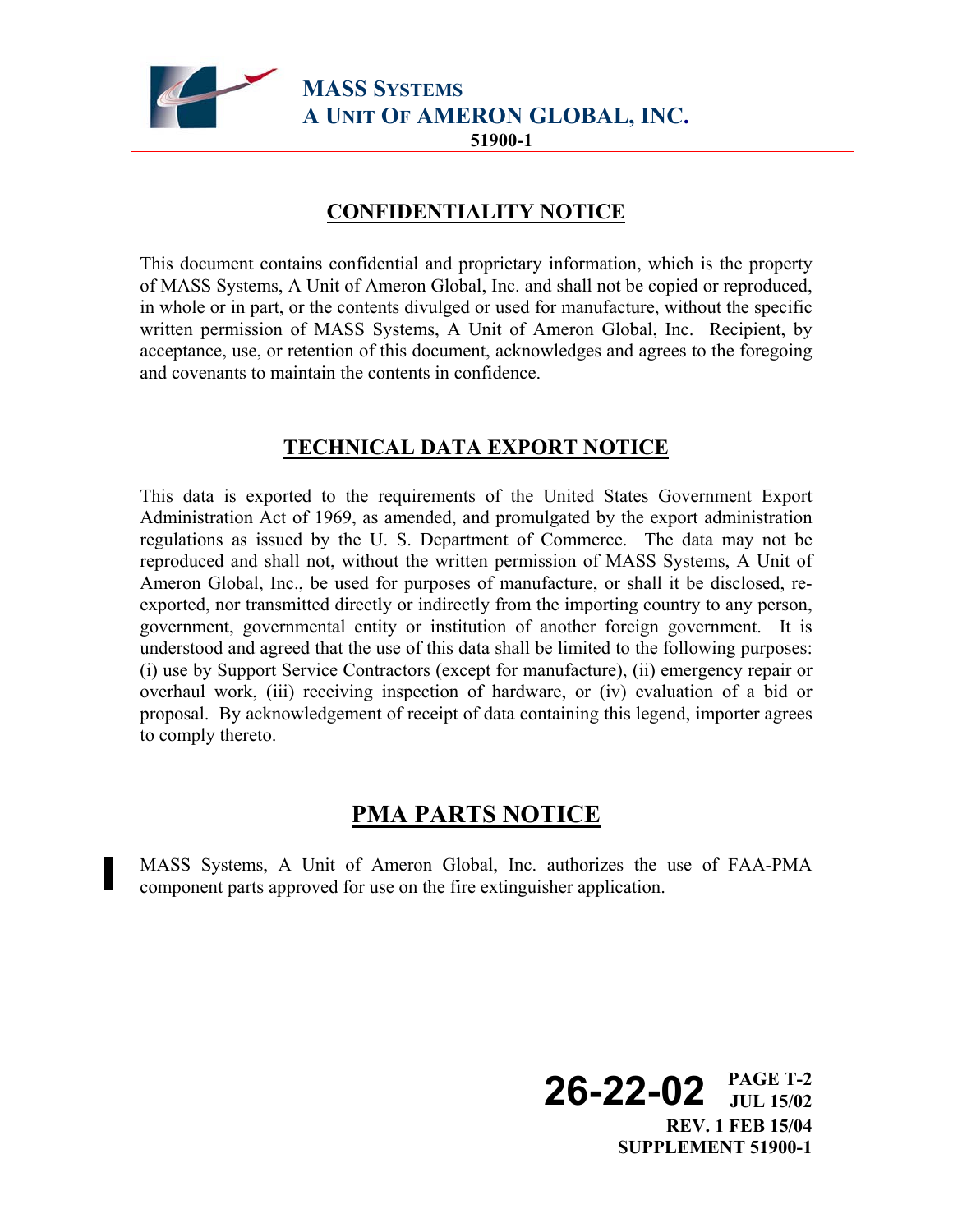## CONFIDENTIALITY NOTICE

This document contains confidential and proprietary information, which is the property of MASS Systems, A Unit of Ameron Global, Inc. and shall not be copied or reproduced, in whole or in part, or the contents divulged or used for manufacture, without the specific written permission of MASS Systems, A Unit of Ameron Global, Inc. Recipient, by acceptance, use, or retention of this document, acknowledges and agrees to the foregoing and covenants to maintain the contents in confidence.

## TECHNICAL DATA EXPORT NOTICE

This data is exported to the requirements of the United States Government Export Administration Act of 1969, as amended, and promulgated by the export administration regulations as issued by the U. S. Department of Commerce. The data may not be reproduced and shall not, without the written permission of MASS Systems, A Unit of Ameron Global, Inc., be used for purposes of manufacture, or shall it be disclosed, re-exported, nor transmitted directly or indirectly from the importing country to any person, government, governmental entity or institution of another foreign government. It is understood and agreed that the use of this data shall be limited to the following purposes: (i) use by Support Service Contractors (except for manufacture), (ii) emergency repair or overhaul work, (iii) receiving inspection of hardware, or (iv) evaluation of a bid or proposal. By acknowledgement of receipt of data containing this legend, importer agrees to comply thereto.

## PMA PARTS NOTICE

MASS Systems, A Unit of Ameron Global, Inc. authorizes the use of FAA-PMA component parts approved for use on the fire extinguisher application.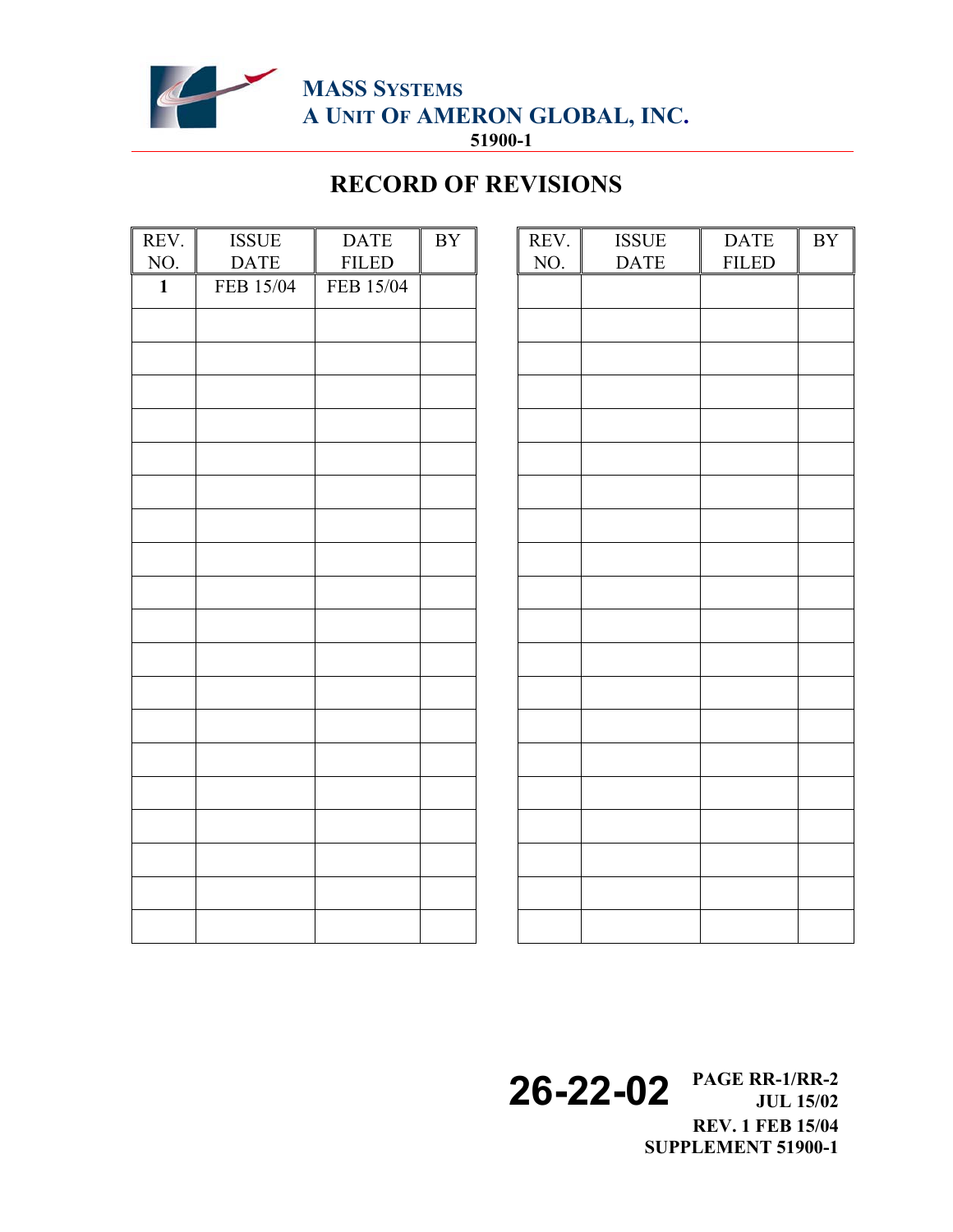MASS SYSTEMS
A UNIT OF AMERON GLOBAL, INC.
51900-1

# RECORD OF REVISIONS

| REV. NO. | ISSUE DATE | DATE FILED | BY |
|---|---|---|---|
| **1** | FEB 15/04 | FEB 15/04 | |
| | | | |
| | | | |
| | | | |
| | | | |
| | | | |
| | | | |
| | | | |
| | | | |
| | | | |
| | | | |
| | | | |
| | | | |
| | | | |
| | | | |
| | | | |
| | | | |
| | | | |
| | | | |
| | | | |

| REV. NO. | ISSUE DATE | DATE FILED | BY |
|---|---|---|---|
| | | | |
| | | | |
| | | | |
| | | | |
| | | | |
| | | | |
| | | | |
| | | | |
| | | | |
| | | | |
| | | | |
| | | | |
| | | | |
| | | | |
| | | | |
| | | | |
| | | | |
| | | | |
| | | | |
| | | | |

26-22-02 PAGE RR-1/RR-2
JUL 15/02
REV. 1 FEB 15/04
SUPPLEMENT 51900-1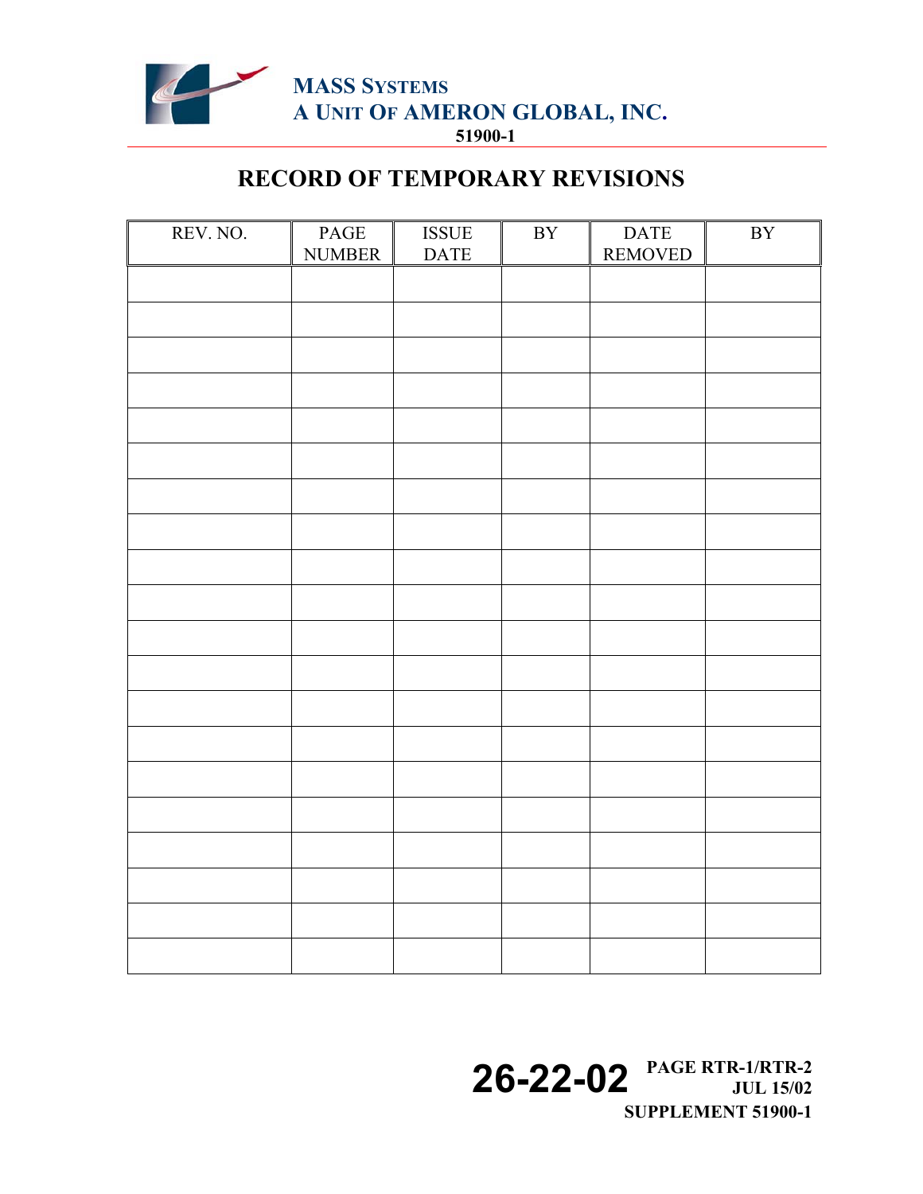# RECORD OF TEMPORARY REVISIONS

| REV. NO. | PAGE NUMBER | ISSUE DATE | BY | DATE REMOVED | BY |
|---|---|---|---|---|---|
| | | | | | |
| | | | | | |
| | | | | | |
| | | | | | |
| | | | | | |
| | | | | | |
| | | | | | |
| | | | | | |
| | | | | | |
| | | | | | |
| | | | | | |
| | | | | | |
| | | | | | |
| | | | | | |
| | | | | | |
| | | | | | |
| | | | | | |
| | | | | | |
| | | | | | |
| | | | | | |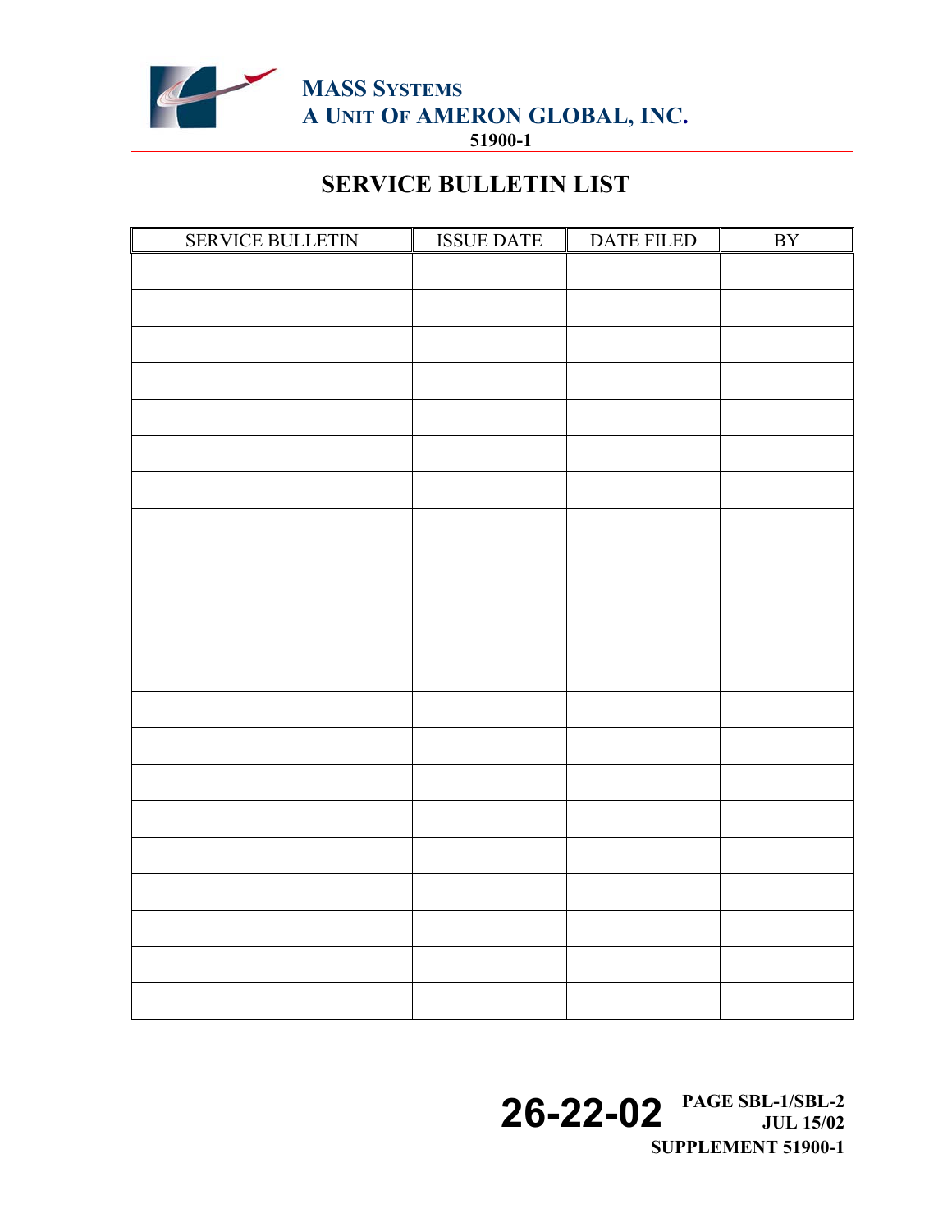## SERVICE BULLETIN LIST

| SERVICE BULLETIN | ISSUE DATE | DATE FILED | BY |
|---|---|---|---|
| | | | |
| | | | |
| | | | |
| | | | |
| | | | |
| | | | |
| | | | |
| | | | |
| | | | |
| | | | |
| | | | |
| | | | |
| | | | |
| | | | |
| | | | |
| | | | |
| | | | |
| | | | |
| | | | |
| | | | |
| | | | |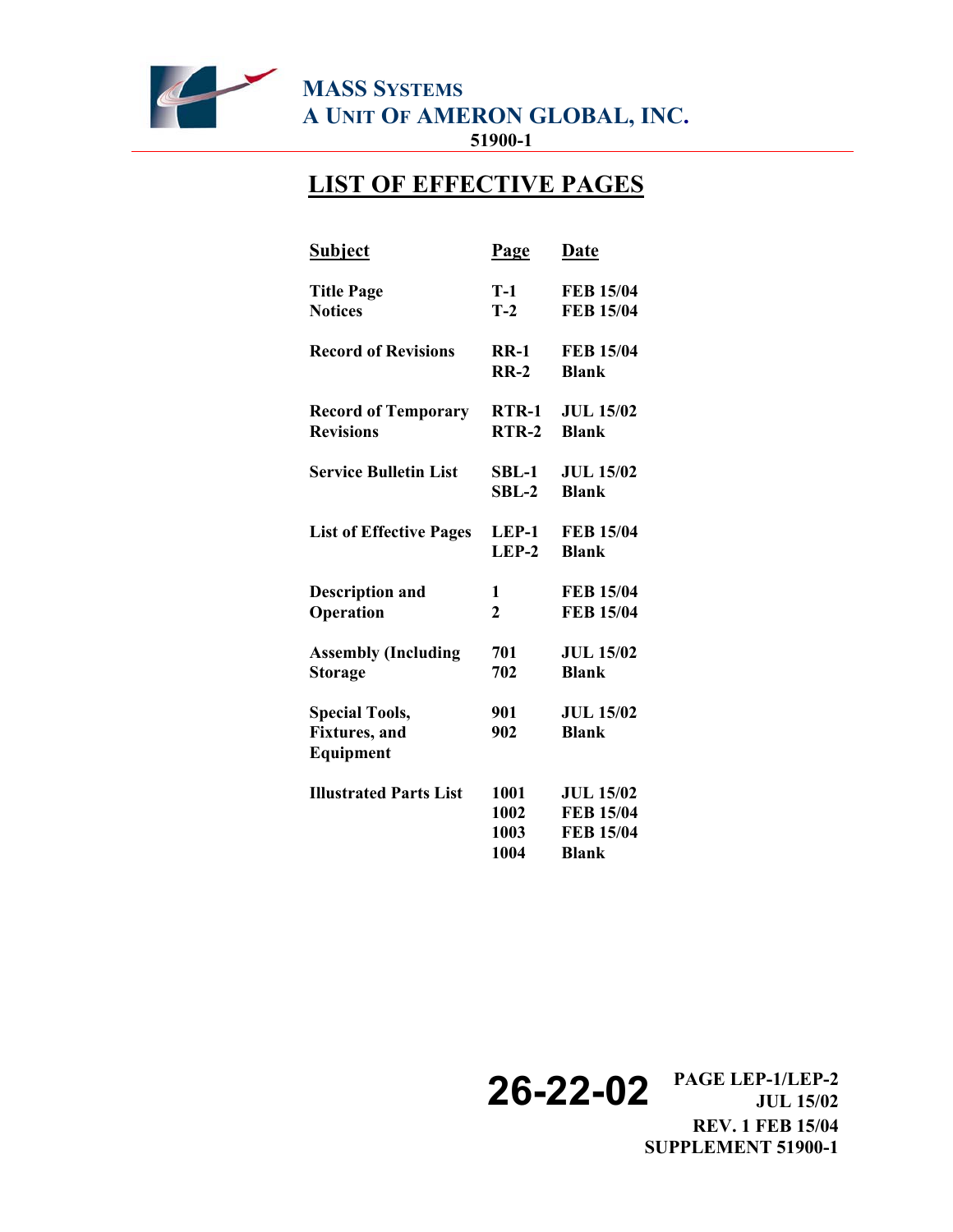# LIST OF EFFECTIVE PAGES

| Subject | Page | Date |
|---|---|---|
| Title Page | T-1 | FEB 15/04 |
| Notices | T-2 | FEB 15/04 |
| Record of Revisions | RR-1 | FEB 15/04 |
| | RR-2 | Blank |
| Record of Temporary Revisions | RTR-1 | JUL 15/02 |
| | RTR-2 | Blank |
| Service Bulletin List | SBL-1 | JUL 15/02 |
| | SBL-2 | Blank |
| List of Effective Pages | LEP-1 | FEB 15/04 |
| | LEP-2 | Blank |
| Description and Operation | 1 | FEB 15/04 |
| | 2 | FEB 15/04 |
| Assembly (Including Storage | 701 | JUL 15/02 |
| | 702 | Blank |
| Special Tools, Fixtures, and Equipment | 901 | JUL 15/02 |
| | 902 | Blank |
| Illustrated Parts List | 1001 | JUL 15/02 |
| | 1002 | FEB 15/04 |
| | 1003 | FEB 15/04 |
| | 1004 | Blank |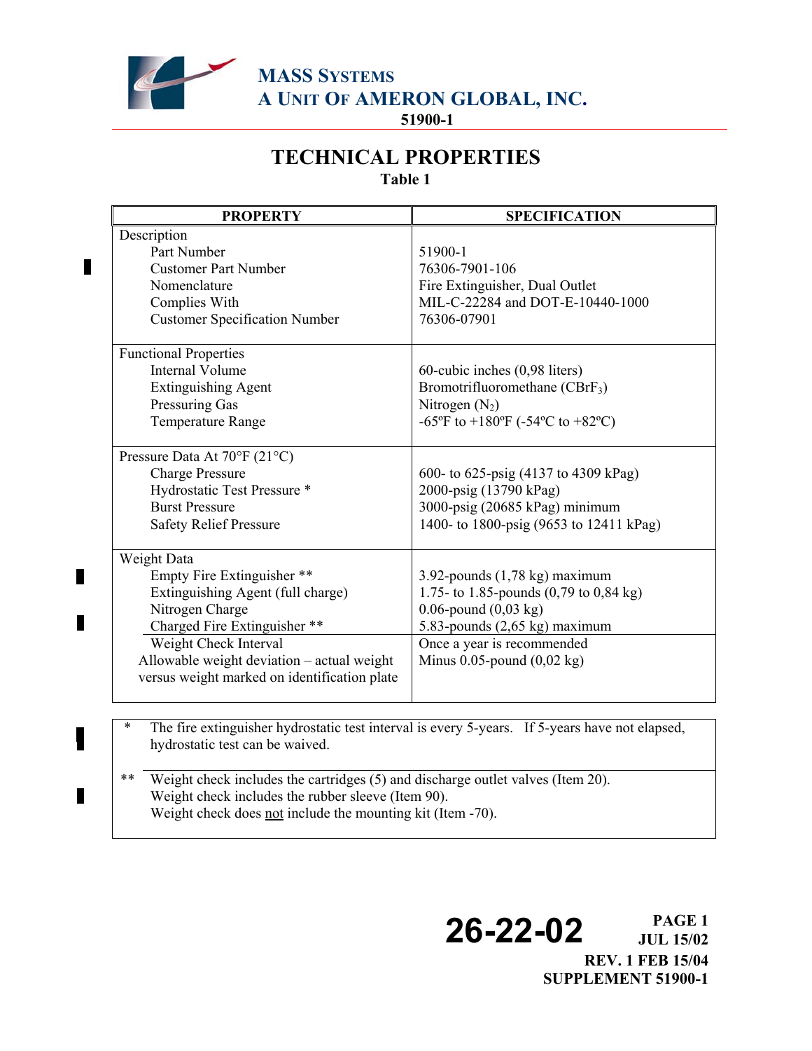MASS SYSTEMS
A UNIT OF AMERON GLOBAL, INC.
51900-1

# TECHNICAL PROPERTIES

**Table 1**

| PROPERTY | SPECIFICATION |
|---|---|
| **Description** | |
| Part Number | 51900-1 |
| Customer Part Number | 76306-7901-106 |
| Nomenclature | Fire Extinguisher, Dual Outlet |
| Complies With | MIL-C-22284 and DOT-E-10440-1000 |
| Customer Specification Number | 76306-07901 |
| **Functional Properties** | |
| Internal Volume | 60-cubic inches (0,98 liters) |
| Extinguishing Agent | Bromotrifluoromethane ($CBrF_3$) |
| Pressuring Gas | Nitrogen ($N_2$) |
| Temperature Range | -65ºF to +180ºF (-54ºC to +82ºC) |
| **Pressure Data At 70°F (21°C)** | |
| Charge Pressure | 600- to 625-psig (4137 to 4309 kPag) |
| Hydrostatic Test Pressure * | 2000-psig (13790 kPag) |
| Burst Pressure | 3000-psig (20685 kPag) minimum |
| Safety Relief Pressure | 1400- to 1800-psig (9653 to 12411 kPag) |
| **Weight Data** | |
| Empty Fire Extinguisher ** | 3.92-pounds (1,78 kg) maximum |
| Extinguishing Agent (full charge) | 1.75- to 1.85-pounds (0,79 to 0,84 kg) |
| Nitrogen Charge | 0.06-pound (0,03 kg) |
| Charged Fire Extinguisher ** | 5.83-pounds (2,65 kg) maximum |
| Weight Check Interval | Once a year is recommended |
| Allowable weight deviation – actual weight versus weight marked on identification plate | Minus 0.05-pound (0,02 kg) |

\* The fire extinguisher hydrostatic test interval is every 5-years. If 5-years have not elapsed, hydrostatic test can be waived.

\*\* Weight check includes the cartridges (5) and discharge outlet valves (Item 20).
Weight check includes the rubber sleeve (Item 90).
Weight check does not include the mounting kit (Item -70).

26-22-02
PAGE 1
JUL 15/02
REV. 1 FEB 15/04
SUPPLEMENT 51900-1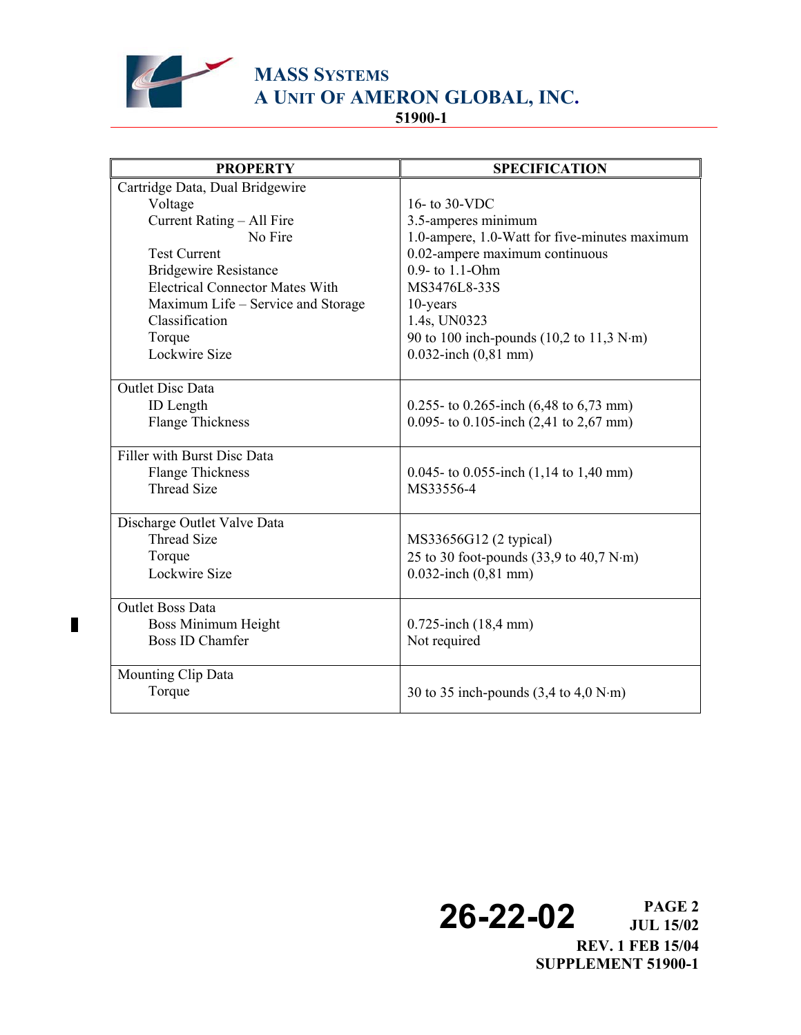| PROPERTY | SPECIFICATION |
|---|---|
| **Cartridge Data, Dual Bridgewire** | |
| Voltage | 16- to 30-VDC |
| Current Rating – All Fire | 3.5-amperes minimum |
| No Fire | 1.0-ampere, 1.0-Watt for five-minutes maximum |
| Test Current | 0.02-ampere maximum continuous |
| Bridgewire Resistance | 0.9- to 1.1-Ohm |
| Electrical Connector Mates With | MS3476L8-33S |
| Maximum Life – Service and Storage | 10-years |
| Classification | 1.4s, UN0323 |
| Torque | 90 to 100 inch-pounds (10,2 to 11,3 N·m) |
| Lockwire Size | 0.032-inch (0,81 mm) |
| **Outlet Disc Data** | |
| ID Length | 0.255- to 0.265-inch (6,48 to 6,73 mm) |
| Flange Thickness | 0.095- to 0.105-inch (2,41 to 2,67 mm) |
| **Filler with Burst Disc Data** | |
| Flange Thickness | 0.045- to 0.055-inch (1,14 to 1,40 mm) |
| Thread Size | MS33556-4 |
| **Discharge Outlet Valve Data** | |
| Thread Size | MS33656G12 (2 typical) |
| Torque | 25 to 30 foot-pounds (33,9 to 40,7 N·m) |
| Lockwire Size | 0.032-inch (0,81 mm) |
| **Outlet Boss Data** | |
| Boss Minimum Height | 0.725-inch (18,4 mm) |
| Boss ID Chamfer | Not required |
| **Mounting Clip Data** | |
| Torque | 30 to 35 inch-pounds (3,4 to 4,0 N·m) |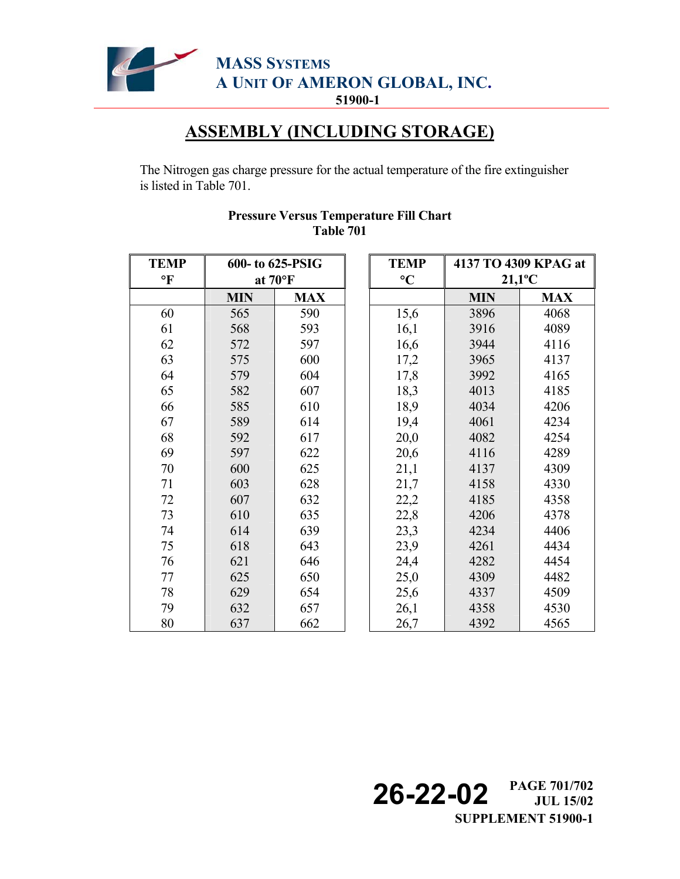# ASSEMBLY (INCLUDING STORAGE)

The Nitrogen gas charge pressure for the actual temperature of the fire extinguisher is listed in Table 701.

**Pressure Versus Temperature Fill Chart**
**Table 701**

| TEMP °F | 600- to 625-PSIG at 70°F | |
|---|---|---|
| | MIN | MAX |
| 60 | 565 | 590 |
| 61 | 568 | 593 |
| 62 | 572 | 597 |
| 63 | 575 | 600 |
| 64 | 579 | 604 |
| 65 | 582 | 607 |
| 66 | 585 | 610 |
| 67 | 589 | 614 |
| 68 | 592 | 617 |
| 69 | 597 | 622 |
| 70 | 600 | 625 |
| 71 | 603 | 628 |
| 72 | 607 | 632 |
| 73 | 610 | 635 |
| 74 | 614 | 639 |
| 75 | 618 | 643 |
| 76 | 621 | 646 |
| 77 | 625 | 650 |
| 78 | 629 | 654 |
| 79 | 632 | 657 |
| 80 | 637 | 662 |

| TEMP °C | 4137 TO 4309 KPAG at 21,1°C | |
|---|---|---|
| | MIN | MAX |
| 15,6 | 3896 | 4068 |
| 16,1 | 3916 | 4089 |
| 16,6 | 3944 | 4116 |
| 17,2 | 3965 | 4137 |
| 17,8 | 3992 | 4165 |
| 18,3 | 4013 | 4185 |
| 18,9 | 4034 | 4206 |
| 19,4 | 4061 | 4234 |
| 20,0 | 4082 | 4254 |
| 20,6 | 4116 | 4289 |
| 21,1 | 4137 | 4309 |
| 21,7 | 4158 | 4330 |
| 22,2 | 4185 | 4358 |
| 22,8 | 4206 | 4378 |
| 23,3 | 4234 | 4406 |
| 23,9 | 4261 | 4434 |
| 24,4 | 4282 | 4454 |
| 25,0 | 4309 | 4482 |
| 25,6 | 4337 | 4509 |
| 26,1 | 4358 | 4530 |
| 26,7 | 4392 | 4565 |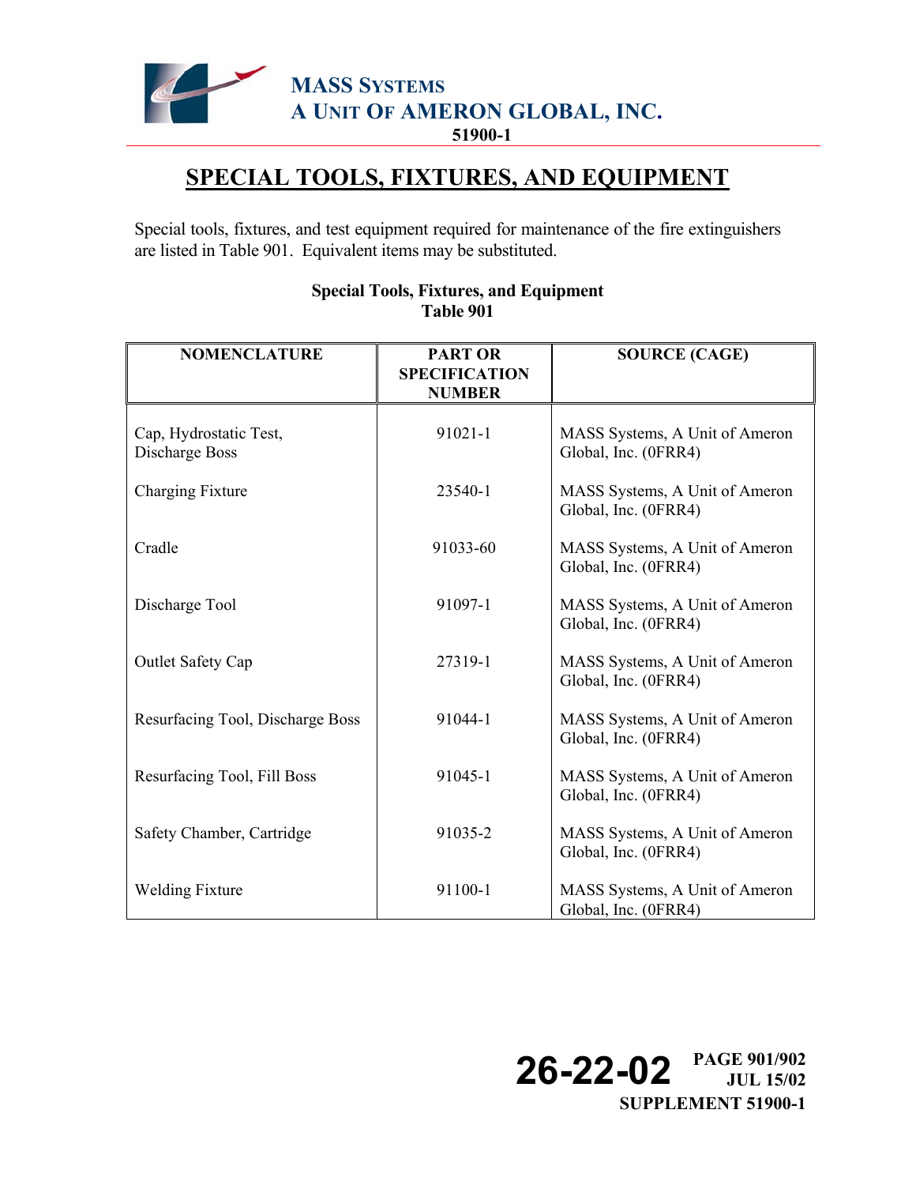# SPECIAL TOOLS, FIXTURES, AND EQUIPMENT

Special tools, fixtures, and test equipment required for maintenance of the fire extinguishers are listed in Table 901. Equivalent items may be substituted.

**Special Tools, Fixtures, and Equipment**
**Table 901**

| NOMENCLATURE | PART OR SPECIFICATION NUMBER | SOURCE (CAGE) |
|---|---|---|
| Cap, Hydrostatic Test, Discharge Boss | 91021-1 | MASS Systems, A Unit of Ameron Global, Inc. (0FRR4) |
| Charging Fixture | 23540-1 | MASS Systems, A Unit of Ameron Global, Inc. (0FRR4) |
| Cradle | 91033-60 | MASS Systems, A Unit of Ameron Global, Inc. (0FRR4) |
| Discharge Tool | 91097-1 | MASS Systems, A Unit of Ameron Global, Inc. (0FRR4) |
| Outlet Safety Cap | 27319-1 | MASS Systems, A Unit of Ameron Global, Inc. (0FRR4) |
| Resurfacing Tool, Discharge Boss | 91044-1 | MASS Systems, A Unit of Ameron Global, Inc. (0FRR4) |
| Resurfacing Tool, Fill Boss | 91045-1 | MASS Systems, A Unit of Ameron Global, Inc. (0FRR4) |
| Safety Chamber, Cartridge | 91035-2 | MASS Systems, A Unit of Ameron Global, Inc. (0FRR4) |
| Welding Fixture | 91100-1 | MASS Systems, A Unit of Ameron Global, Inc. (0FRR4) |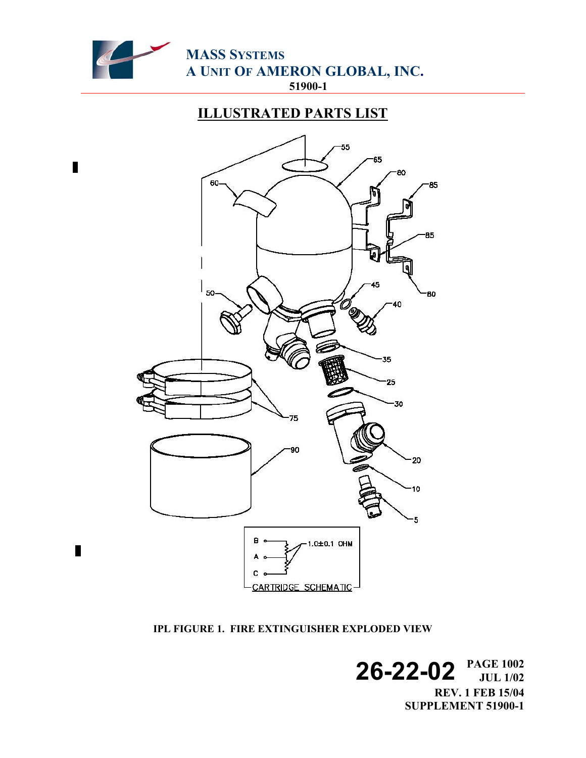## ILLUSTRATED PARTS LIST

IPL FIGURE 1. FIRE EXTINGUISHER EXPLODED VIEW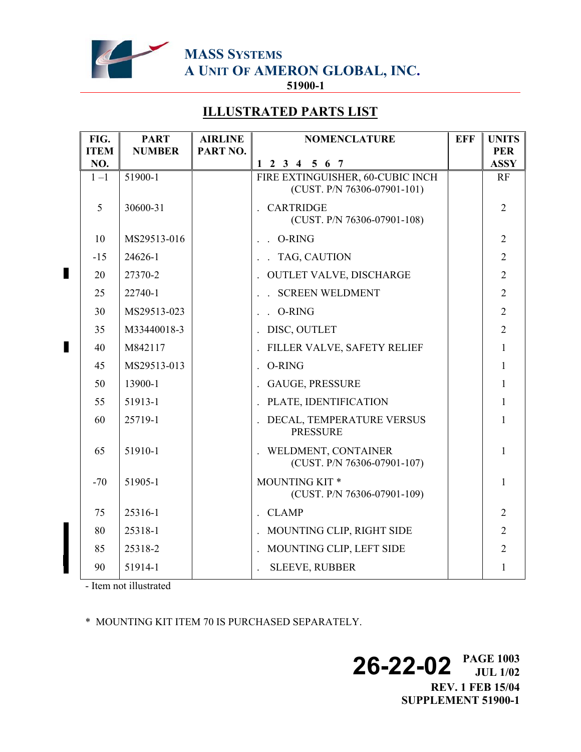MASS SYSTEMS
A UNIT OF AMERON GLOBAL, INC.
51900-1

## ILLUSTRATED PARTS LIST

| FIG. ITEM NO. | PART NUMBER | AIRLINE PART NO. | NOMENCLATURE 1 2 3 4 5 6 7 | EFF | UNITS PER ASSY |
|---|---|---|---|---|---|
| 1 –1 | 51900-1 | | FIRE EXTINGUISHER, 60-CUBIC INCH (CUST. P/N 76306-07901-101) | | RF |
| 5 | 30600-31 | | . CARTRIDGE (CUST. P/N 76306-07901-108) | | 2 |
| 10 | MS29513-016 | | . . O-RING | | 2 |
| -15 | 24626-1 | | . . TAG, CAUTION | | 2 |
| 20 | 27370-2 | | . OUTLET VALVE, DISCHARGE | | 2 |
| 25 | 22740-1 | | . . SCREEN WELDMENT | | 2 |
| 30 | MS29513-023 | | . . O-RING | | 2 |
| 35 | M33440018-3 | | . DISC, OUTLET | | 2 |
| 40 | M842117 | | . FILLER VALVE, SAFETY RELIEF | | 1 |
| 45 | MS29513-013 | | . O-RING | | 1 |
| 50 | 13900-1 | | . GAUGE, PRESSURE | | 1 |
| 55 | 51913-1 | | . PLATE, IDENTIFICATION | | 1 |
| 60 | 25719-1 | | . DECAL, TEMPERATURE VERSUS PRESSURE | | 1 |
| 65 | 51910-1 | | . WELDMENT, CONTAINER (CUST. P/N 76306-07901-107) | | 1 |
| -70 | 51905-1 | | MOUNTING KIT * (CUST. P/N 76306-07901-109) | | 1 |
| 75 | 25316-1 | | . CLAMP | | 2 |
| 80 | 25318-1 | | . MOUNTING CLIP, RIGHT SIDE | | 2 |
| 85 | 25318-2 | | . MOUNTING CLIP, LEFT SIDE | | 2 |
| 90 | 51914-1 | | . SLEEVE, RUBBER | | 1 |

- Item not illustrated

* MOUNTING KIT ITEM 70 IS PURCHASED SEPARATELY.

26-22-02 PAGE 1003
JUL 1/02
REV. 1 FEB 15/04
SUPPLEMENT 51900-1